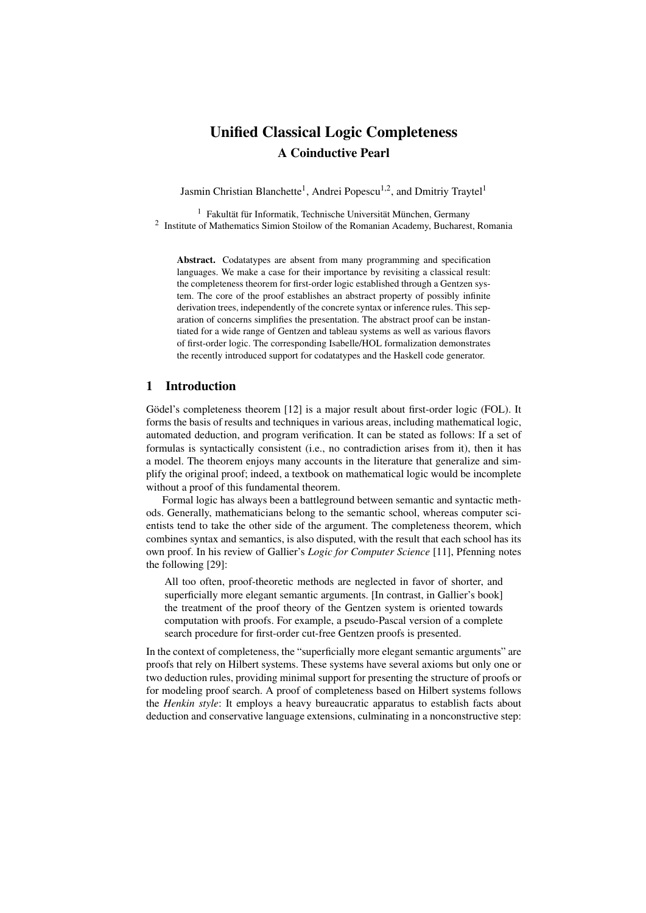# Unified Classical Logic Completeness

## A Coinductive Pearl

Jasmin Christian Blanchette[1], Andrei Popescu[1,2], and Dmitriy Traytel[1]

[1] Fakultät für Informatik, Technische Universität München, Germany
[2] Institute of Mathematics Simion Stoilow of the Romanian Academy, Bucharest, Romania

**Abstract.** Codatatypes are absent from many programming and specification languages. We make a case for their importance by revisiting a classical result: the completeness theorem for first-order logic established through a Gentzen system. The core of the proof establishes an abstract property of possibly infinite derivation trees, independently of the concrete syntax or inference rules. This separation of concerns simplifies the presentation. The abstract proof can be instantiated for a wide range of Gentzen and tableau systems as well as various flavors of first-order logic. The corresponding Isabelle/HOL formalization demonstrates the recently introduced support for codatatypes and the Haskell code generator.

## 1 Introduction

Gödel's completeness theorem [12] is a major result about first-order logic (FOL). It forms the basis of results and techniques in various areas, including mathematical logic, automated deduction, and program verification. It can be stated as follows: If a set of formulas is syntactically consistent (i.e., no contradiction arises from it), then it has a model. The theorem enjoys many accounts in the literature that generalize and simplify the original proof; indeed, a textbook on mathematical logic would be incomplete without a proof of this fundamental theorem.

Formal logic has always been a battleground between semantic and syntactic methods. Generally, mathematicians belong to the semantic school, whereas computer scientists tend to take the other side of the argument. The completeness theorem, which combines syntax and semantics, is also disputed, with the result that each school has its own proof. In his review of Gallier's *Logic for Computer Science* [11], Pfenning notes the following [29]:

> All too often, proof-theoretic methods are neglected in favor of shorter, and superficially more elegant semantic arguments. [In contrast, in Gallier's book] the treatment of the proof theory of the Gentzen system is oriented towards computation with proofs. For example, a pseudo-Pascal version of a complete search procedure for first-order cut-free Gentzen proofs is presented.

In the context of completeness, the "superficially more elegant semantic arguments" are proofs that rely on Hilbert systems. These systems have several axioms but only one or two deduction rules, providing minimal support for presenting the structure of proofs or for modeling proof search. A proof of completeness based on Hilbert systems follows the *Henkin style*: It employs a heavy bureaucratic apparatus to establish facts about deduction and conservative language extensions, culminating in a nonconstructive step: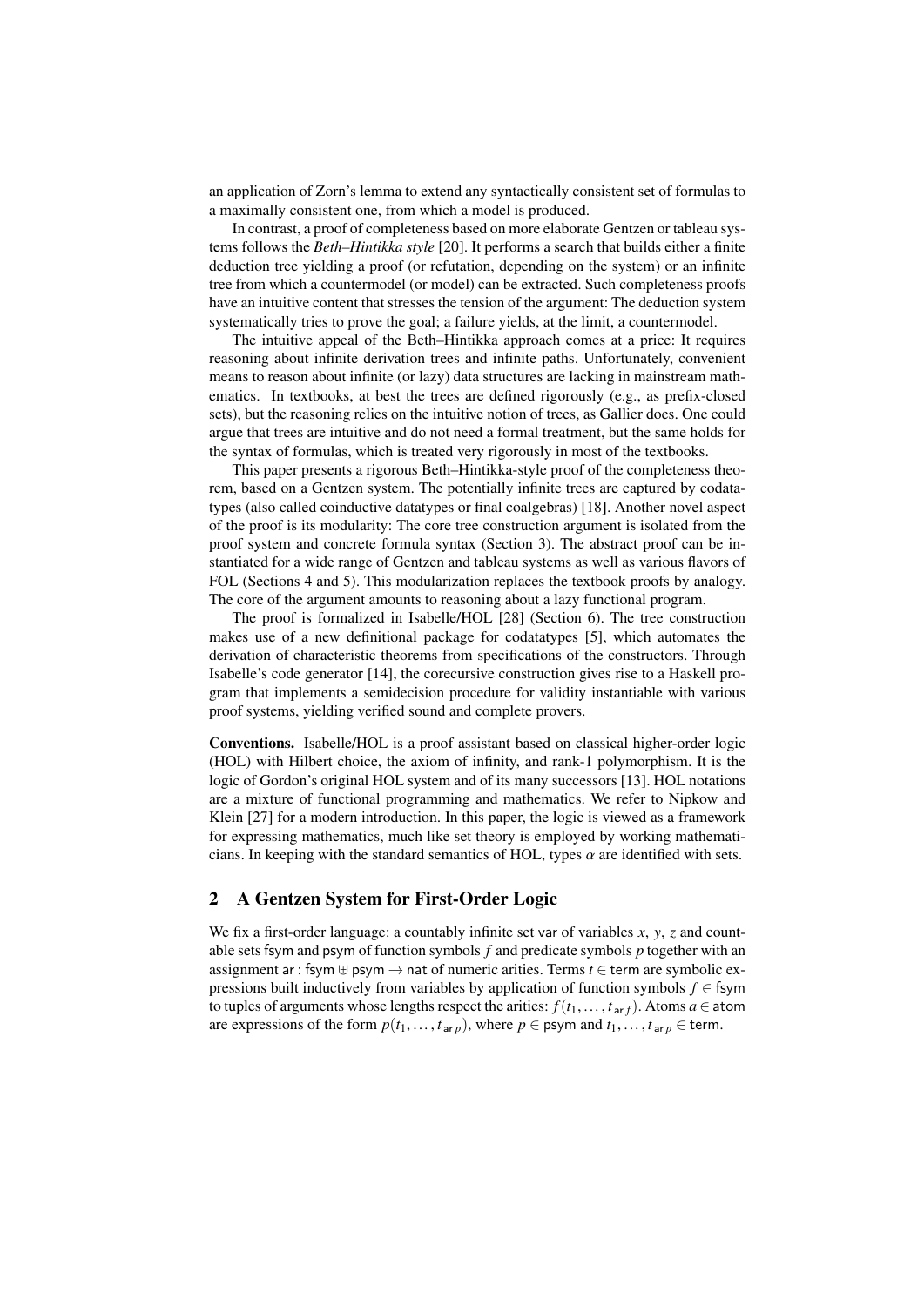an application of Zorn's lemma to extend any syntactically consistent set of formulas to a maximally consistent one, from which a model is produced.

In contrast, a proof of completeness based on more elaborate Gentzen or tableau systems follows the *Beth–Hintikka style* [20]. It performs a search that builds either a finite deduction tree yielding a proof (or refutation, depending on the system) or an infinite tree from which a countermodel (or model) can be extracted. Such completeness proofs have an intuitive content that stresses the tension of the argument: The deduction system systematically tries to prove the goal; a failure yields, at the limit, a countermodel.

The intuitive appeal of the Beth–Hintikka approach comes at a price: It requires reasoning about infinite derivation trees and infinite paths. Unfortunately, convenient means to reason about infinite (or lazy) data structures are lacking in mainstream mathematics. In textbooks, at best the trees are defined rigorously (e.g., as prefix-closed sets), but the reasoning relies on the intuitive notion of trees, as Gallier does. One could argue that trees are intuitive and do not need a formal treatment, but the same holds for the syntax of formulas, which is treated very rigorously in most of the textbooks.

This paper presents a rigorous Beth–Hintikka-style proof of the completeness theorem, based on a Gentzen system. The potentially infinite trees are captured by codatatypes (also called coinductive datatypes or final coalgebras) [18]. Another novel aspect of the proof is its modularity: The core tree construction argument is isolated from the proof system and concrete formula syntax (Section 3). The abstract proof can be instantiated for a wide range of Gentzen and tableau systems as well as various flavors of FOL (Sections 4 and 5). This modularization replaces the textbook proofs by analogy. The core of the argument amounts to reasoning about a lazy functional program.

The proof is formalized in Isabelle/HOL [28] (Section 6). The tree construction makes use of a new definitional package for codatatypes [5], which automates the derivation of characteristic theorems from specifications of the constructors. Through Isabelle's code generator [14], the corecursive construction gives rise to a Haskell program that implements a semidecision procedure for validity instantiable with various proof systems, yielding verified sound and complete provers.

**Conventions.** Isabelle/HOL is a proof assistant based on classical higher-order logic (HOL) with Hilbert choice, the axiom of infinity, and rank-1 polymorphism. It is the logic of Gordon's original HOL system and of its many successors [13]. HOL notations are a mixture of functional programming and mathematics. We refer to Nipkow and Klein [27] for a modern introduction. In this paper, the logic is viewed as a framework for expressing mathematics, much like set theory is employed by working mathematicians. In keeping with the standard semantics of HOL, types $\alpha$ are identified with sets.

## 2 A Gentzen System for First-Order Logic

We fix a first-order language: a countably infinite set $\mathsf{var}$ of variables $x$, $y$, $z$ and countable sets $\mathsf{fsym}$ and $\mathsf{psym}$ of function symbols $f$ and predicate symbols $p$ together with an assignment $\mathsf{ar} : \mathsf{fsym} \uplus \mathsf{psym} \to \mathsf{nat}$ of numeric arities. Terms $t \in \mathsf{term}$ are symbolic expressions built inductively from variables by application of function symbols $f \in \mathsf{fsym}$ to tuples of arguments whose lengths respect the arities: $f(t_1, \ldots, t_{\mathsf{ar}\,f})$. Atoms $a \in \mathsf{atom}$ are expressions of the form $p(t_1, \ldots, t_{\mathsf{ar}\,p})$, where $p \in \mathsf{psym}$ and $t_1, \ldots, t_{\mathsf{ar}\,p} \in \mathsf{term}$.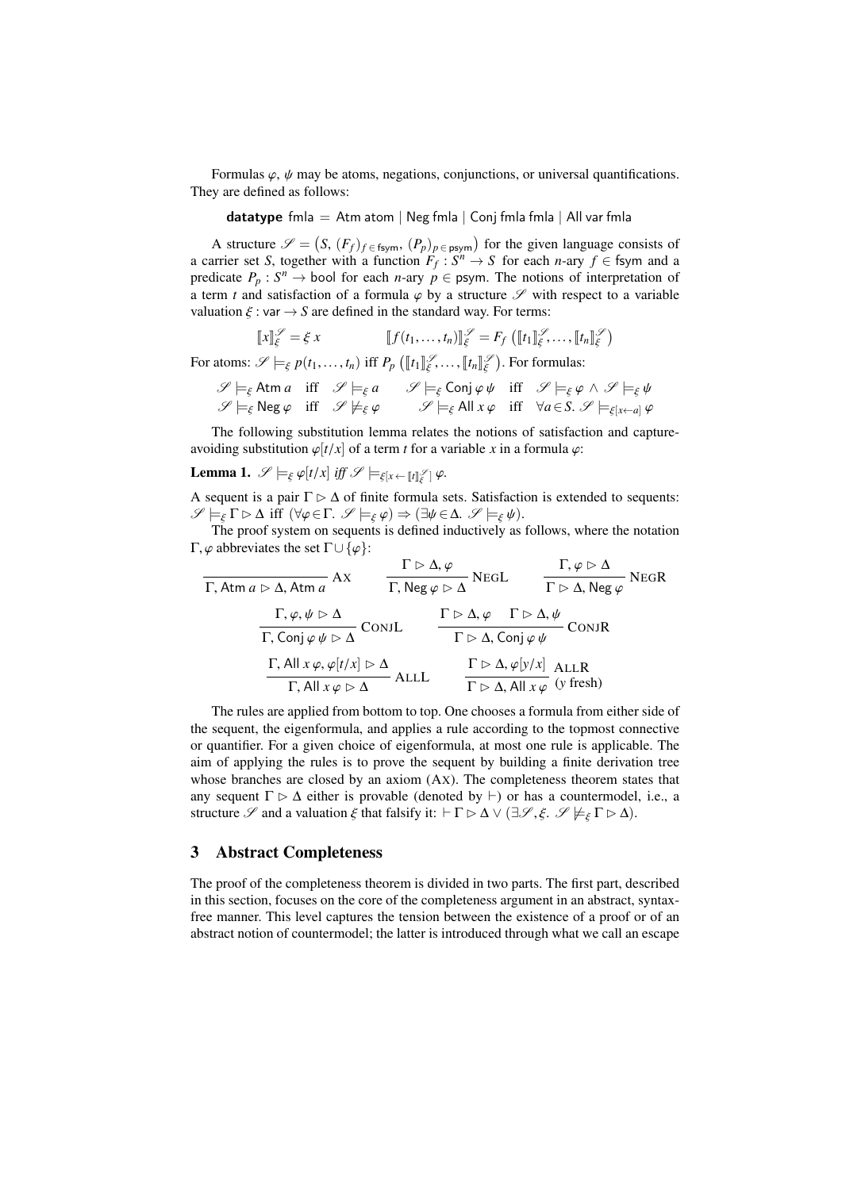Formulas $\varphi$, $\psi$ may be atoms, negations, conjunctions, or universal quantifications. They are defined as follows:

$$\textbf{datatype}\ \mathsf{fmla} = \mathsf{Atm\ atom} \mid \mathsf{Neg\ fmla} \mid \mathsf{Conj\ fmla\ fmla} \mid \mathsf{All\ var\ fmla}$$

A structure $\mathscr{S} = \big(S,\ (F_f)_{f \in \mathsf{fsym}},\ (P_p)_{p \in \mathsf{psym}}\big)$ for the given language consists of a carrier set $S$, together with a function $F_f : S^n \to S$ for each $n$-ary $f \in \mathsf{fsym}$ and a predicate $P_p : S^n \to \mathsf{bool}$ for each $n$-ary $p \in \mathsf{psym}$. The notions of interpretation of a term $t$ and satisfaction of a formula $\varphi$ by a structure $\mathscr{S}$ with respect to a variable valuation $\xi : \mathsf{var} \to S$ are defined in the standard way. For terms:

$$[\![x]\!]^{\mathscr{S}}_{\xi} = \xi\ x \qquad\qquad [\![f(t_1,\ldots,t_n)]\!]^{\mathscr{S}}_{\xi} = F_f\ \big([\![t_1]\!]^{\mathscr{S}}_{\xi},\ldots,[\![t_n]\!]^{\mathscr{S}}_{\xi}\big)$$

For atoms: $\mathscr{S} \models_{\xi} p(t_1,\ldots,t_n)$ iff $P_p\ \big([\![t_1]\!]^{\mathscr{S}}_{\xi},\ldots,[\![t_n]\!]^{\mathscr{S}}_{\xi}\big)$. For formulas:

$$\begin{array}{llll}
\mathscr{S} \models_{\xi} \mathsf{Atm}\ a \quad \text{iff} \quad \mathscr{S} \models_{\xi} a & & \mathscr{S} \models_{\xi} \mathsf{Conj}\ \varphi\ \psi \quad \text{iff} \quad \mathscr{S} \models_{\xi} \varphi \wedge \mathscr{S} \models_{\xi} \psi \\
\mathscr{S} \models_{\xi} \mathsf{Neg}\ \varphi \quad \text{iff} \quad \mathscr{S} \not\models_{\xi} \varphi & & \mathscr{S} \models_{\xi} \mathsf{All}\ x\ \varphi \quad \text{iff} \quad \forall a \in S.\ \mathscr{S} \models_{\xi[x \leftarrow a]} \varphi
\end{array}$$

The following substitution lemma relates the notions of satisfaction and capture-avoiding substitution $\varphi[t/x]$ of a term $t$ for a variable $x$ in a formula $\varphi$:

**Lemma 1.** $\mathscr{S} \models_{\xi} \varphi[t/x]$ *iff* $\mathscr{S} \models_{\xi[x \leftarrow [\![t]\!]^{\mathscr{S}}_{\xi}]} \varphi$.

A sequent is a pair $\Gamma \rhd \Delta$ of finite formula sets. Satisfaction is extended to sequents: $\mathscr{S} \models_{\xi} \Gamma \rhd \Delta$ iff $(\forall \varphi \in \Gamma.\ \mathscr{S} \models_{\xi} \varphi) \Rightarrow (\exists \psi \in \Delta.\ \mathscr{S} \models_{\xi} \psi)$.

The proof system on sequents is defined inductively as follows, where the notation $\Gamma, \varphi$ abbreviates the set $\Gamma \cup \{\varphi\}$:

$$\frac{}{\Gamma,\ \mathsf{Atm}\ a \rhd \Delta,\ \mathsf{Atm}\ a}\ \textsc{Ax} \qquad \frac{\Gamma \rhd \Delta, \varphi}{\Gamma,\ \mathsf{Neg}\ \varphi \rhd \Delta}\ \textsc{NegL} \qquad \frac{\Gamma, \varphi \rhd \Delta}{\Gamma \rhd \Delta,\ \mathsf{Neg}\ \varphi}\ \textsc{NegR}$$

$$\frac{\Gamma, \varphi, \psi \rhd \Delta}{\Gamma,\ \mathsf{Conj}\ \varphi\ \psi \rhd \Delta}\ \textsc{ConjL} \qquad \frac{\Gamma \rhd \Delta, \varphi \quad \Gamma \rhd \Delta, \psi}{\Gamma \rhd \Delta,\ \mathsf{Conj}\ \varphi\ \psi}\ \textsc{ConjR}$$

$$\frac{\Gamma,\ \mathsf{All}\ x\ \varphi,\ \varphi[t/x] \rhd \Delta}{\Gamma,\ \mathsf{All}\ x\ \varphi \rhd \Delta}\ \textsc{AllL} \qquad \frac{\Gamma \rhd \Delta,\ \varphi[y/x]}{\Gamma \rhd \Delta,\ \mathsf{All}\ x\ \varphi}\ \textsc{AllR}\ (y \text{ fresh})$$

The rules are applied from bottom to top. One chooses a formula from either side of the sequent, the eigenformula, and applies a rule according to the topmost connective or quantifier. For a given choice of eigenformula, at most one rule is applicable. The aim of applying the rules is to prove the sequent by building a finite derivation tree whose branches are closed by an axiom (Ax). The completeness theorem states that any sequent $\Gamma \rhd \Delta$ either is provable (denoted by $\vdash$) or has a countermodel, i.e., a structure $\mathscr{S}$ and a valuation $\xi$ that falsify it: $\vdash \Gamma \rhd \Delta \vee (\exists \mathscr{S}, \xi.\ \mathscr{S} \not\models_{\xi} \Gamma \rhd \Delta)$.

## 3 Abstract Completeness

The proof of the completeness theorem is divided in two parts. The first part, described in this section, focuses on the core of the completeness argument in an abstract, syntax-free manner. This level captures the tension between the existence of a proof or of an abstract notion of countermodel; the latter is introduced through what we call an escape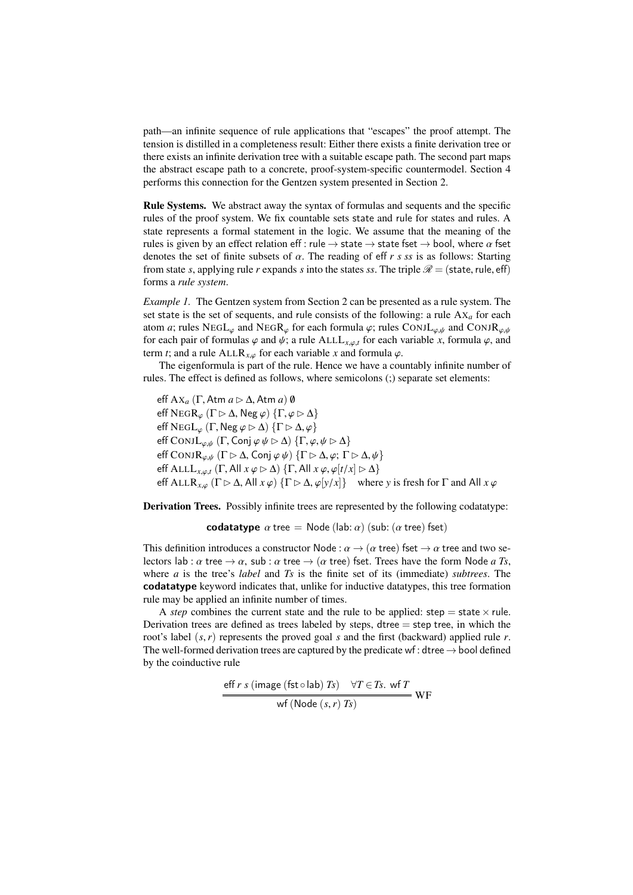path—an infinite sequence of rule applications that "escapes" the proof attempt. The tension is distilled in a completeness result: Either there exists a finite derivation tree or there exists an infinite derivation tree with a suitable escape path. The second part maps the abstract escape path to a concrete, proof-system-specific countermodel. Section 4 performs this connection for the Gentzen system presented in Section 2.

**Rule Systems.** We abstract away the syntax of formulas and sequents and the specific rules of the proof system. We fix countable sets state and rule for states and rules. A state represents a formal statement in the logic. We assume that the meaning of the rules is given by an effect relation eff : rule $\to$ state $\to$ state fset $\to$ bool, where $\alpha$ fset denotes the set of finite subsets of $\alpha$. The reading of eff $r$ $s$ $ss$ is as follows: Starting from state $s$, applying rule $r$ expands $s$ into the states $ss$. The triple $\mathscr{R} = (\mathsf{state}, \mathsf{rule}, \mathsf{eff})$ forms a *rule system*.

*Example 1.* The Gentzen system from Section 2 can be presented as a rule system. The set state is the set of sequents, and rule consists of the following: a rule $\textsc{Ax}_a$ for each atom $a$; rules $\textsc{NegL}_\varphi$ and $\textsc{NegR}_\varphi$ for each formula $\varphi$; rules $\textsc{ConjL}_{\varphi,\psi}$ and $\textsc{ConjR}_{\varphi,\psi}$ for each pair of formulas $\varphi$ and $\psi$; a rule $\textsc{AllL}_{x,\varphi,t}$ for each variable $x$, formula $\varphi$, and term $t$; and a rule $\textsc{AllR}_{x,\varphi}$ for each variable $x$ and formula $\varphi$.

The eigenformula is part of the rule. Hence we have a countably infinite number of rules. The effect is defined as follows, where semicolons (;) separate set elements:

eff $\textsc{Ax}_a$ $(\Gamma, \mathsf{Atm}\ a \rhd \Delta, \mathsf{Atm}\ a)$ $\emptyset$
eff $\textsc{NegR}_\varphi$ $(\Gamma \rhd \Delta, \mathsf{Neg}\ \varphi)$ $\{\Gamma, \varphi \rhd \Delta\}$
eff $\textsc{NegL}_\varphi$ $(\Gamma, \mathsf{Neg}\ \varphi \rhd \Delta)$ $\{\Gamma \rhd \Delta, \varphi\}$
eff $\textsc{ConjL}_{\varphi,\psi}$ $(\Gamma, \mathsf{Conj}\ \varphi\ \psi \rhd \Delta)$ $\{\Gamma, \varphi, \psi \rhd \Delta\}$
eff $\textsc{ConjR}_{\varphi,\psi}$ $(\Gamma \rhd \Delta, \mathsf{Conj}\ \varphi\ \psi)$ $\{\Gamma \rhd \Delta, \varphi;\ \Gamma \rhd \Delta, \psi\}$
eff $\textsc{AllL}_{x,\varphi,t}$ $(\Gamma, \mathsf{All}\ x\ \varphi \rhd \Delta)$ $\{\Gamma, \mathsf{All}\ x\ \varphi, \varphi[t/x] \rhd \Delta\}$
eff $\textsc{AllR}_{x,\varphi}$ $(\Gamma \rhd \Delta, \mathsf{All}\ x\ \varphi)$ $\{\Gamma \rhd \Delta, \varphi[y/x]\}$ where $y$ is fresh for $\Gamma$ and $\mathsf{All}\ x\ \varphi$

**Derivation Trees.** Possibly infinite trees are represented by the following codatatype:

$$\textbf{codatatype}\ \alpha\ \mathsf{tree} = \mathsf{Node}\ (\mathsf{lab}\colon \alpha)\ (\mathsf{sub}\colon (\alpha\ \mathsf{tree})\ \mathsf{fset})$$

This definition introduces a constructor $\mathsf{Node} : \alpha \to (\alpha\ \mathsf{tree})\ \mathsf{fset} \to \alpha\ \mathsf{tree}$ and two selectors $\mathsf{lab} : \alpha\ \mathsf{tree} \to \alpha$, $\mathsf{sub} : \alpha\ \mathsf{tree} \to (\alpha\ \mathsf{tree})\ \mathsf{fset}$. Trees have the form Node $a$ $Ts$, where $a$ is the tree's *label* and $Ts$ is the finite set of its (immediate) *subtrees*. The **codatatype** keyword indicates that, unlike for inductive datatypes, this tree formation rule may be applied an infinite number of times.

A *step* combines the current state and the rule to be applied: step = state $\times$ rule. Derivation trees are defined as trees labeled by steps, dtree = step tree, in which the root's label $(s, r)$ represents the proved goal $s$ and the first (backward) applied rule $r$. The well-formed derivation trees are captured by the predicate wf : dtree $\to$ bool defined by the coinductive rule

$$\frac{\mathsf{eff}\ r\ s\ (\mathsf{image}\ (\mathsf{fst} \circ \mathsf{lab})\ Ts) \qquad \forall T \in Ts.\ \mathsf{wf}\ T}{\mathsf{wf}\ (\mathsf{Node}\ (s, r)\ Ts)}\ \textsc{Wf}$$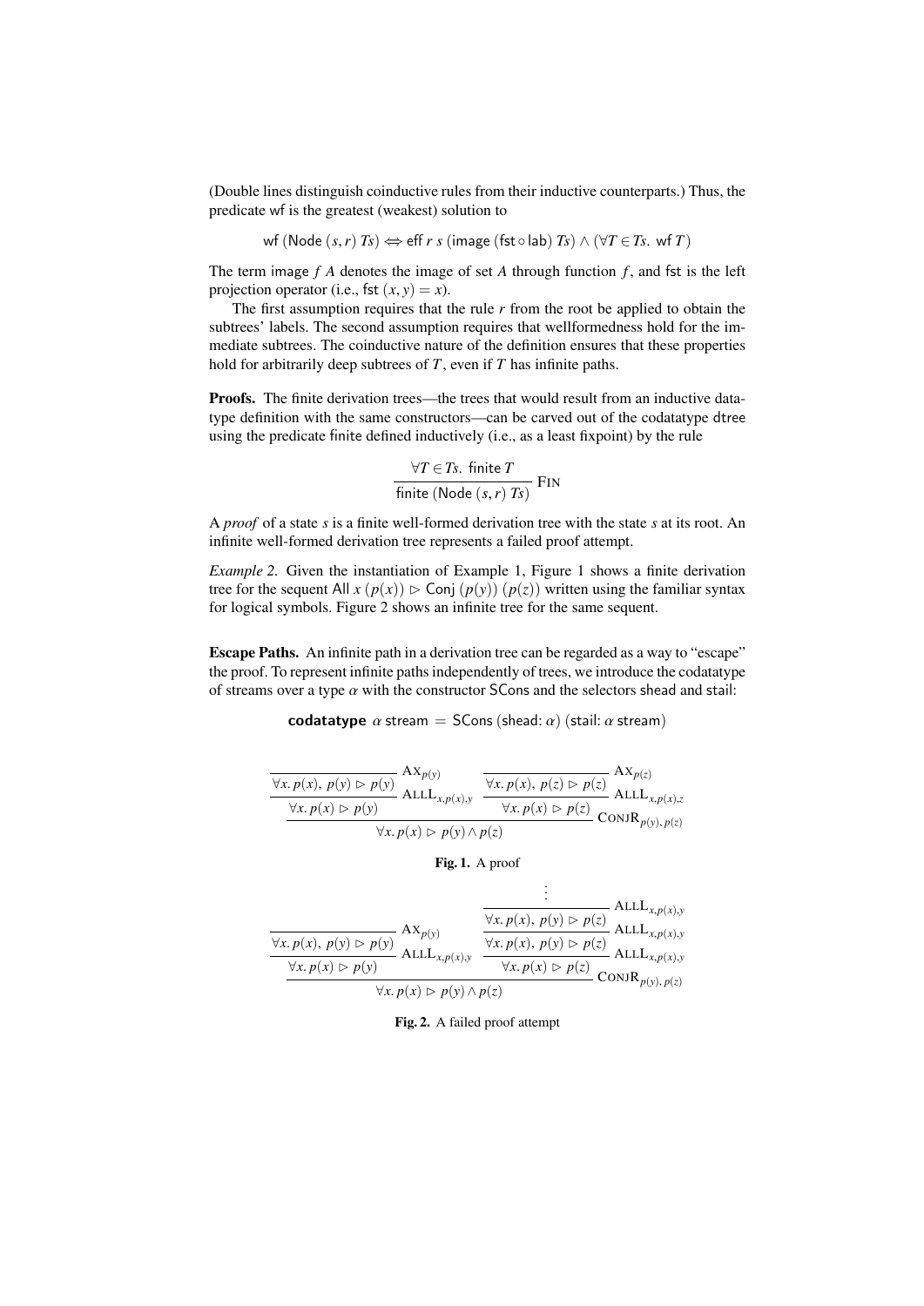(Double lines distinguish coinductive rules from their inductive counterparts.) Thus, the predicate wf is the greatest (weakest) solution to

$$\mathsf{wf}\ (\mathsf{Node}\ (s,r)\ \mathit{Ts}) \Leftrightarrow \mathsf{eff}\ r\ s\ (\mathsf{image}\ (\mathsf{fst} \circ \mathsf{lab})\ \mathit{Ts}) \wedge (\forall T \in \mathit{Ts}.\ \mathsf{wf}\ T)$$

The term image $f$ $A$ denotes the image of set $A$ through function $f$, and fst is the left projection operator (i.e., $\mathsf{fst}\ (x,y) = x$).

The first assumption requires that the rule $r$ from the root be applied to obtain the subtrees' labels. The second assumption requires that wellformedness hold for the immediate subtrees. The coinductive nature of the definition ensures that these properties hold for arbitrarily deep subtrees of $T$, even if $T$ has infinite paths.

**Proofs.** The finite derivation trees—the trees that would result from an inductive datatype definition with the same constructors—can be carved out of the codatatype dtree using the predicate finite defined inductively (i.e., as a least fixpoint) by the rule

$$\frac{\forall T \in \mathit{Ts}.\ \mathsf{finite}\ T}{\mathsf{finite}\ (\mathsf{Node}\ (s,r)\ \mathit{Ts})}\ \textsc{Fin}$$

A *proof* of a state $s$ is a finite well-formed derivation tree with the state $s$ at its root. An infinite well-formed derivation tree represents a failed proof attempt.

*Example 2.* Given the instantiation of Example 1, Figure 1 shows a finite derivation tree for the sequent $\mathsf{All}\ x\ (p(x)) \rhd \mathsf{Conj}\ (p(y))\ (p(z))$ written using the familiar syntax for logical symbols. Figure 2 shows an infinite tree for the same sequent.

**Escape Paths.** An infinite path in a derivation tree can be regarded as a way to "escape" the proof. To represent infinite paths independently of trees, we introduce the codatatype of streams over a type $\alpha$ with the constructor SCons and the selectors shead and stail:

**codatatype** $\alpha$ stream = SCons (shead: $\alpha$) (stail: $\alpha$ stream)

$$\cfrac{\cfrac{\cfrac{}{\forall x.\, p(x),\ p(y) \rhd p(y)}\ \textsc{Ax}_{p(y)}}{\forall x.\, p(x) \rhd p(y)}\ \textsc{AllL}_{x,p(x),y} \qquad \cfrac{\cfrac{}{\forall x.\, p(x),\ p(z) \rhd p(z)}\ \textsc{Ax}_{p(z)}}{\forall x.\, p(x) \rhd p(z)}\ \textsc{AllL}_{x,p(x),z}}{\forall x.\, p(x) \rhd p(y) \wedge p(z)}\ \textsc{ConjR}_{p(y),\,p(z)}$$

**Fig. 1.** A proof

$$\cfrac{\cfrac{\cfrac{}{\forall x.\, p(x),\ p(y) \rhd p(y)}\ \textsc{Ax}_{p(y)}}{\forall x.\, p(x) \rhd p(y)}\ \textsc{AllL}_{x,p(x),y} \qquad \cfrac{\cfrac{\cfrac{\vdots}{\forall x.\, p(x),\ p(y) \rhd p(z)}\ \textsc{AllL}_{x,p(x),y}}{\forall x.\, p(x),\ p(y) \rhd p(z)}\ \textsc{AllL}_{x,p(x),y}}{\forall x.\, p(x) \rhd p(z)}\ \textsc{AllL}_{x,p(x),y}}{\forall x.\, p(x) \rhd p(y) \wedge p(z)}\ \textsc{ConjR}_{p(y),\,p(z)}$$

**Fig. 2.** A failed proof attempt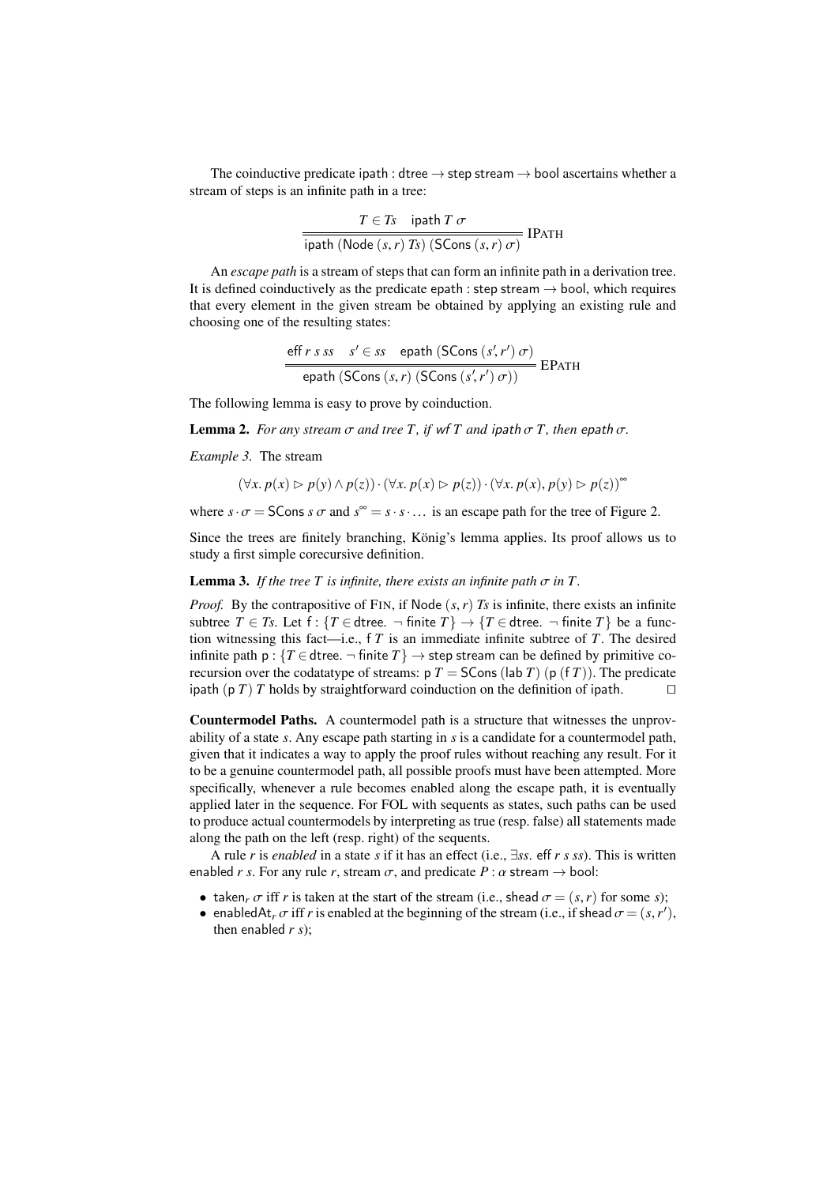The coinductive predicate $\mathsf{ipath} : \mathsf{dtree} \to \mathsf{step\ stream} \to \mathsf{bool}$ ascertains whether a stream of steps is an infinite path in a tree:

$$\frac{T \in Ts \quad \mathsf{ipath}\ T\ \sigma}{\mathsf{ipath}\ (\mathsf{Node}\ (s,r)\ Ts)\ (\mathsf{SCons}\ (s,r)\ \sigma)}\ \text{IPATH}$$

An *escape path* is a stream of steps that can form an infinite path in a derivation tree. It is defined coinductively as the predicate $\mathsf{epath} : \mathsf{step\ stream} \to \mathsf{bool}$, which requires that every element in the given stream be obtained by applying an existing rule and choosing one of the resulting states:

$$\frac{\mathsf{eff}\ r\ s\ ss \quad s' \in ss \quad \mathsf{epath}\ (\mathsf{SCons}\ (s',r')\ \sigma)}{\mathsf{epath}\ (\mathsf{SCons}\ (s,r)\ (\mathsf{SCons}\ (s',r')\ \sigma))}\ \text{EPATH}$$

The following lemma is easy to prove by coinduction.

**Lemma 2.** *For any stream $\sigma$ and tree $T$, if $\mathsf{wf}\ T$ and $\mathsf{ipath}\ \sigma\ T$, then $\mathsf{epath}\ \sigma$.*

*Example 3.* The stream

$$(\forall x.\ p(x) \rhd p(y) \land p(z)) \cdot (\forall x.\ p(x) \rhd p(z)) \cdot (\forall x.\ p(x), p(y) \rhd p(z))^{\infty}$$

where $s \cdot \sigma = \mathsf{SCons}\ s\ \sigma$ and $s^{\infty} = s \cdot s \cdot \ldots$ is an escape path for the tree of Figure 2.

Since the trees are finitely branching, König's lemma applies. Its proof allows us to study a first simple corecursive definition.

**Lemma 3.** *If the tree $T$ is infinite, there exists an infinite path $\sigma$ in $T$.*

*Proof.* By the contrapositive of FIN, if $\mathsf{Node}\ (s,r)\ Ts$ is infinite, there exists an infinite subtree $T \in Ts$. Let $\mathsf{f} : \{T \in \mathsf{dtree}.\ \neg\ \mathsf{finite}\ T\} \to \{T \in \mathsf{dtree}.\ \neg\ \mathsf{finite}\ T\}$ be a function witnessing this fact—i.e., $\mathsf{f}\ T$ is an immediate infinite subtree of $T$. The desired infinite path $\mathsf{p} : \{T \in \mathsf{dtree}.\ \neg\ \mathsf{finite}\ T\} \to \mathsf{step\ stream}$ can be defined by primitive corecursion over the codatatype of streams: $\mathsf{p}\ T = \mathsf{SCons}\ (\mathsf{lab}\ T)\ (\mathsf{p}\ (\mathsf{f}\ T))$. The predicate $\mathsf{ipath}\ (\mathsf{p}\ T)\ T$ holds by straightforward coinduction on the definition of $\mathsf{ipath}$. $\square$

**Countermodel Paths.** A countermodel path is a structure that witnesses the unprovability of a state $s$. Any escape path starting in $s$ is a candidate for a countermodel path, given that it indicates a way to apply the proof rules without reaching any result. For it to be a genuine countermodel path, all possible proofs must have been attempted. More specifically, whenever a rule becomes enabled along the escape path, it is eventually applied later in the sequence. For FOL with sequents as states, such paths can be used to produce actual countermodels by interpreting as true (resp. false) all statements made along the path on the left (resp. right) of the sequents.

A rule $r$ is *enabled* in a state $s$ if it has an effect (i.e., $\exists ss.\ \mathsf{eff}\ r\ s\ ss$). This is written $\mathsf{enabled}\ r\ s$. For any rule $r$, stream $\sigma$, and predicate $P : \alpha\ \mathsf{stream} \to \mathsf{bool}$:

- $\mathsf{taken}_r\ \sigma$ iff $r$ is taken at the start of the stream (i.e., $\mathsf{shead}\ \sigma = (s,r)$ for some $s$);
- $\mathsf{enabledAt}_r\ \sigma$ iff $r$ is enabled at the beginning of the stream (i.e., if $\mathsf{shead}\ \sigma = (s,r')$, then $\mathsf{enabled}\ r\ s$);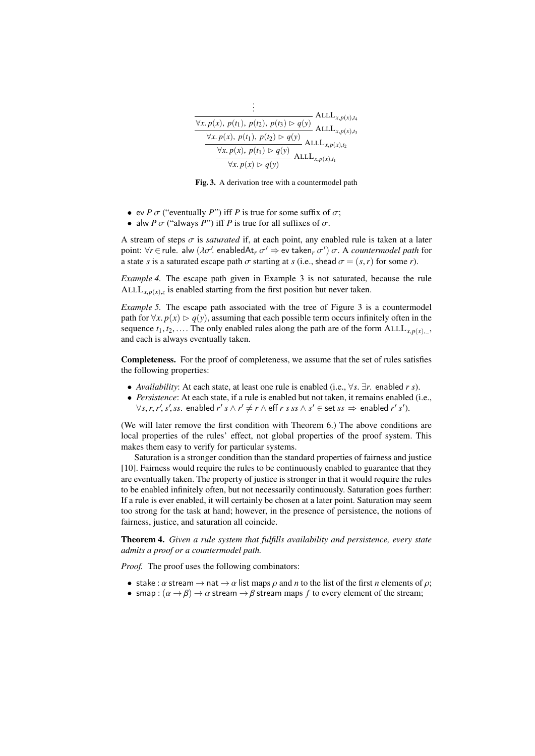$$
\dfrac{\dfrac{\dfrac{\dfrac{\vdots}{\forall x.\, p(x),\, p(t_1),\, p(t_2),\, p(t_3) \rhd q(y)}\ \textsc{All}_{x,p(x),t_4}}{\forall x.\, p(x),\, p(t_1),\, p(t_2) \rhd q(y)}\ \textsc{All}_{x,p(x),t_3}}{\forall x.\, p(x),\, p(t_1) \rhd q(y)}\ \textsc{All}_{x,p(x),t_2}}{\forall x.\, p(x) \rhd q(y)}\ \textsc{All}_{x,p(x),t_1}
$$

**Fig. 3.** A derivation tree with a countermodel path

- ev $P\ \sigma$ ("eventually $P$") iff $P$ is true for some suffix of $\sigma$;
- alw $P\ \sigma$ ("always $P$") iff $P$ is true for all suffixes of $\sigma$.

A stream of steps $\sigma$ is *saturated* if, at each point, any enabled rule is taken at a later point: $\forall r \in \mathsf{rule}.\ \mathsf{alw}\ (\lambda\sigma'.\ \mathsf{enabledAt}_r\ \sigma' \Rightarrow \mathsf{ev}\ \mathsf{taken}_r\ \sigma')\ \sigma$. A *countermodel path* for a state $s$ is a saturated escape path $\sigma$ starting at $s$ (i.e., $\mathsf{shead}\ \sigma = (s, r)$ for some $r$).

*Example 4.* The escape path given in Example 3 is not saturated, because the rule $\textsc{All}_{x,p(x),z}$ is enabled starting from the first position but never taken.

*Example 5.* The escape path associated with the tree of Figure 3 is a countermodel path for $\forall x.\, p(x) \rhd q(y)$, assuming that each possible term occurs infinitely often in the sequence $t_1, t_2, \ldots$. The only enabled rules along the path are of the form $\textsc{All}_{x,p(x),\_}$, and each is always eventually taken.

**Completeness.** For the proof of completeness, we assume that the set of rules satisfies the following properties:

- *Availability*: At each state, at least one rule is enabled (i.e., $\forall s.\ \exists r.\ \mathsf{enabled}\ r\ s$).
- *Persistence*: At each state, if a rule is enabled but not taken, it remains enabled (i.e., $\forall s, r, r', s', ss.\ \mathsf{enabled}\ r'\ s \wedge r' \neq r \wedge \mathsf{eff}\ r\ s\ ss \wedge s' \in \mathsf{set}\ ss \Rightarrow \mathsf{enabled}\ r'\ s'$).

(We will later remove the first condition with Theorem 6.) The above conditions are local properties of the rules' effect, not global properties of the proof system. This makes them easy to verify for particular systems.

Saturation is a stronger condition than the standard properties of fairness and justice [10]. Fairness would require the rules to be continuously enabled to guarantee that they are eventually taken. The property of justice is stronger in that it would require the rules to be enabled infinitely often, but not necessarily continuously. Saturation goes further: If a rule is ever enabled, it will certainly be chosen at a later point. Saturation may seem too strong for the task at hand; however, in the presence of persistence, the notions of fairness, justice, and saturation all coincide.

**Theorem 4.** *Given a rule system that fulfills availability and persistence, every state admits a proof or a countermodel path.*

*Proof.* The proof uses the following combinators:

- $\mathsf{stake} : \alpha\ \mathsf{stream} \to \mathsf{nat} \to \alpha\ \mathsf{list}$ maps $\rho$ and $n$ to the list of the first $n$ elements of $\rho$;
- $\mathsf{smap} : (\alpha \to \beta) \to \alpha\ \mathsf{stream} \to \beta\ \mathsf{stream}$ maps $f$ to every element of the stream;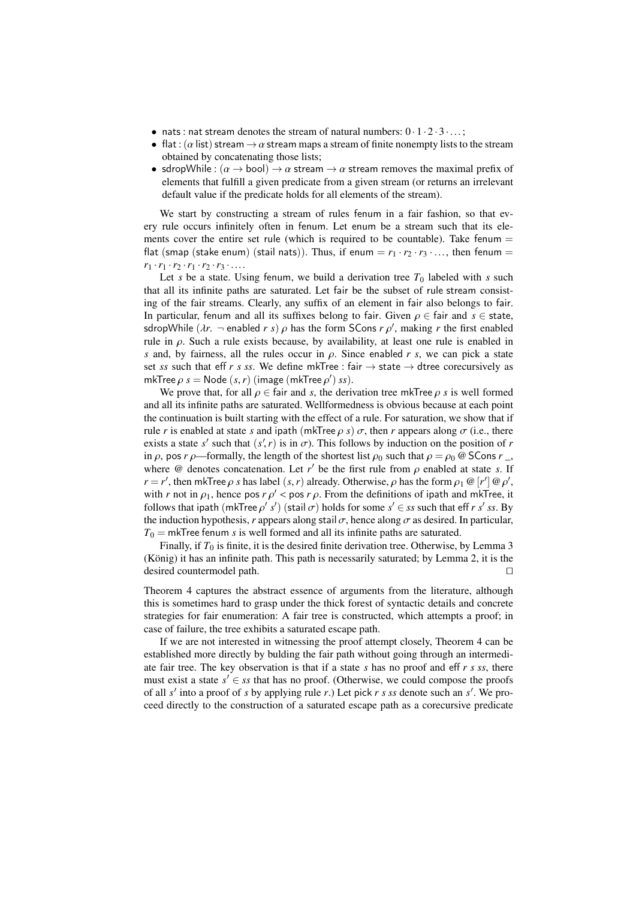- nats : nat stream denotes the stream of natural numbers: $0 \cdot 1 \cdot 2 \cdot 3 \cdot \ldots$;
- flat : ($\alpha$ list) stream $\to \alpha$ stream maps a stream of finite nonempty lists to the stream obtained by concatenating those lists;
- sdropWhile : $(\alpha \to \text{bool}) \to \alpha$ stream $\to \alpha$ stream removes the maximal prefix of elements that fulfill a given predicate from a given stream (or returns an irrelevant default value if the predicate holds for all elements of the stream).

We start by constructing a stream of rules fenum in a fair fashion, so that every rule occurs infinitely often in fenum. Let enum be a stream such that its elements cover the entire set rule (which is required to be countable). Take fenum = flat (smap (stake enum) (stail nats)). Thus, if enum $= r_1 \cdot r_2 \cdot r_3 \cdot \ldots$, then fenum $= r_1 \cdot r_1 \cdot r_2 \cdot r_1 \cdot r_2 \cdot r_3 \cdot \ldots$.

Let $s$ be a state. Using fenum, we build a derivation tree $T_0$ labeled with $s$ such that all its infinite paths are saturated. Let fair be the subset of rule stream consisting of the fair streams. Clearly, any suffix of an element in fair also belongs to fair. In particular, fenum and all its suffixes belong to fair. Given $\rho \in$ fair and $s \in$ state, sdropWhile $(\lambda r.\ \neg$ enabled $r\ s)\ \rho$ has the form SCons $r\ \rho'$, making $r$ the first enabled rule in $\rho$. Such a rule exists because, by availability, at least one rule is enabled in $s$ and, by fairness, all the rules occur in $\rho$. Since enabled $r\ s$, we can pick a state set $ss$ such that eff $r\ s\ ss$. We define mkTree : fair $\to$ state $\to$ dtree corecursively as mkTree $\rho\ s$ = Node $(s, r)$ (image (mkTree $\rho'$) $ss$).

We prove that, for all $\rho \in$ fair and $s$, the derivation tree mkTree $\rho\ s$ is well formed and all its infinite paths are saturated. Wellformedness is obvious because at each point the continuation is built starting with the effect of a rule. For saturation, we show that if rule $r$ is enabled at state $s$ and ipath (mkTree $\rho\ s$) $\sigma$, then $r$ appears along $\sigma$ (i.e., there exists a state $s'$ such that $(s', r)$ is in $\sigma$). This follows by induction on the position of $r$ in $\rho$, pos $r\ \rho$—formally, the length of the shortest list $\rho_0$ such that $\rho = \rho_0$ @ SCons $r$ _, where @ denotes concatenation. Let $r'$ be the first rule from $\rho$ enabled at state $s$. If $r = r'$, then mkTree $\rho\ s$ has label $(s, r)$ already. Otherwise, $\rho$ has the form $\rho_1$ @ $[r']$ @ $\rho'$, with $r$ not in $\rho_1$, hence pos $r\ \rho' <$ pos $r\ \rho$. From the definitions of ipath and mkTree, it follows that ipath (mkTree $\rho'\ s'$) (stail $\sigma$) holds for some $s' \in ss$ such that eff $r\ s'\ ss$. By the induction hypothesis, $r$ appears along stail $\sigma$, hence along $\sigma$ as desired. In particular, $T_0$ = mkTree fenum $s$ is well formed and all its infinite paths are saturated.

Finally, if $T_0$ is finite, it is the desired finite derivation tree. Otherwise, by Lemma 3 (König) it has an infinite path. This path is necessarily saturated; by Lemma 2, it is the desired countermodel path. $\square$

Theorem 4 captures the abstract essence of arguments from the literature, although this is sometimes hard to grasp under the thick forest of syntactic details and concrete strategies for fair enumeration: A fair tree is constructed, which attempts a proof; in case of failure, the tree exhibits a saturated escape path.

If we are not interested in witnessing the proof attempt closely, Theorem 4 can be established more directly by bulding the fair path without going through an intermediate fair tree. The key observation is that if a state $s$ has no proof and eff $r\ s\ ss$, there must exist a state $s' \in ss$ that has no proof. (Otherwise, we could compose the proofs of all $s'$ into a proof of $s$ by applying rule $r$.) Let pick $r\ s\ ss$ denote such an $s'$. We proceed directly to the construction of a saturated escape path as a corecursive predicate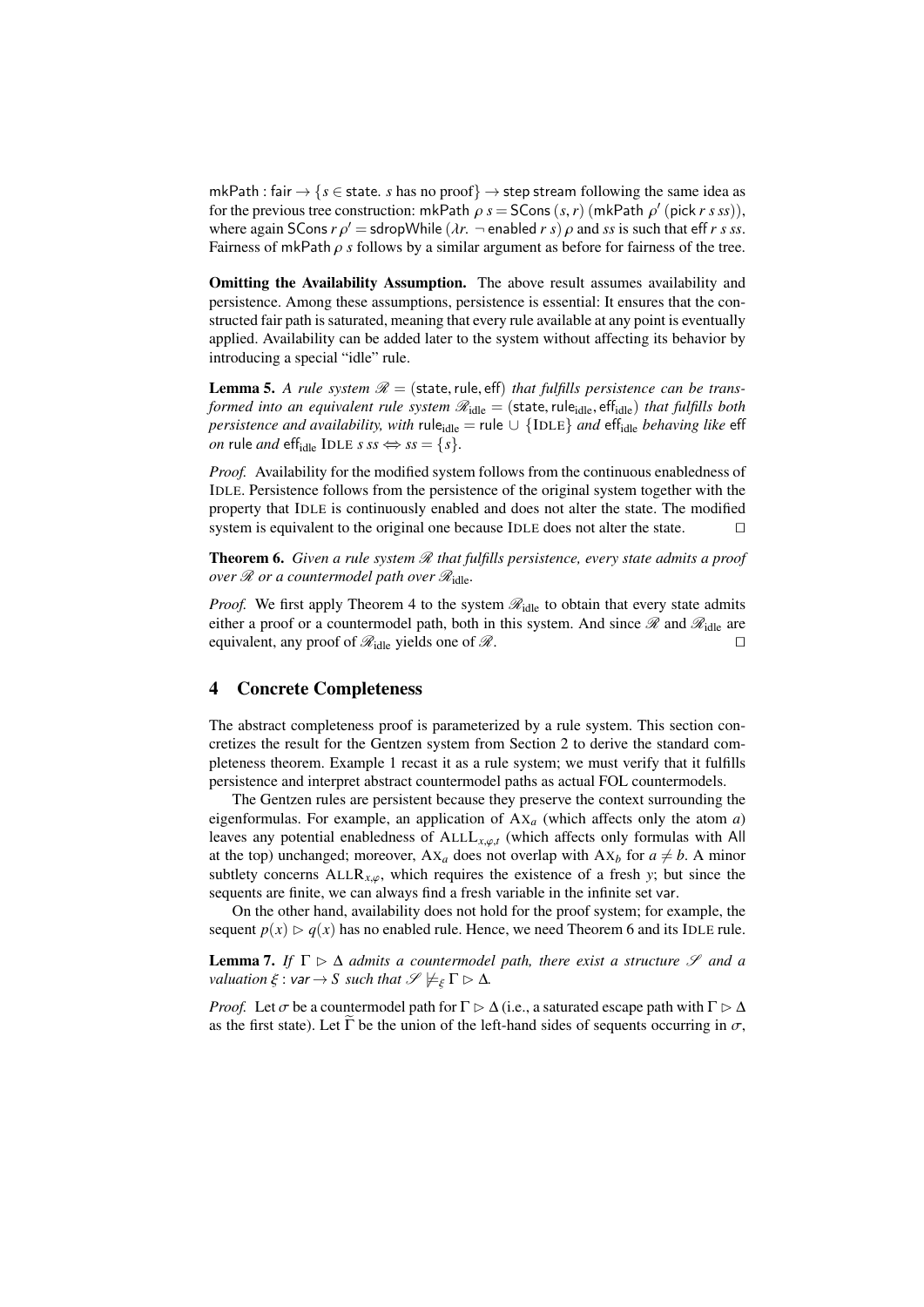$\mathsf{mkPath} : \mathsf{fair} \to \{s \in \mathsf{state}.\ s \text{ has no proof}\} \to \mathsf{step\ stream}$ following the same idea as for the previous tree construction: $\mathsf{mkPath}\ \rho\ s = \mathsf{SCons}\ (s, r)\ (\mathsf{mkPath}\ \rho'\ (\mathsf{pick}\ r\ s\ ss))$, where again $\mathsf{SCons}\ r\ \rho' = \mathsf{sdropWhile}\ (\lambda r.\ \neg\ \mathsf{enabled}\ r\ s)\ \rho$ and $ss$ is such that $\mathsf{eff}\ r\ s\ ss$. Fairness of $\mathsf{mkPath}\ \rho\ s$ follows by a similar argument as before for fairness of the tree.

**Omitting the Availability Assumption.** The above result assumes availability and persistence. Among these assumptions, persistence is essential: It ensures that the constructed fair path is saturated, meaning that every rule available at any point is eventually applied. Availability can be added later to the system without affecting its behavior by introducing a special "idle" rule.

**Lemma 5.** *A rule system $\mathscr{R} = (\mathsf{state}, \mathsf{rule}, \mathsf{eff})$ that fulfills persistence can be transformed into an equivalent rule system $\mathscr{R}_{\mathrm{idle}} = (\mathsf{state}, \mathsf{rule}_{\mathrm{idle}}, \mathsf{eff}_{\mathrm{idle}})$ that fulfills both persistence and availability, with $\mathsf{rule}_{\mathrm{idle}} = \mathsf{rule} \cup \{\text{IDLE}\}$ and $\mathsf{eff}_{\mathrm{idle}}$ behaving like $\mathsf{eff}$ on $\mathsf{rule}$ and $\mathsf{eff}_{\mathrm{idle}}\ \text{IDLE}\ s\ ss \Leftrightarrow ss = \{s\}$.*

*Proof.* Availability for the modified system follows from the continuous enabledness of IDLE. Persistence follows from the persistence of the original system together with the property that IDLE is continuously enabled and does not alter the state. The modified system is equivalent to the original one because IDLE does not alter the state. ◻

**Theorem 6.** *Given a rule system $\mathscr{R}$ that fulfills persistence, every state admits a proof over $\mathscr{R}$ or a countermodel path over $\mathscr{R}_{\mathrm{idle}}$.*

*Proof.* We first apply Theorem 4 to the system $\mathscr{R}_{\mathrm{idle}}$ to obtain that every state admits either a proof or a countermodel path, both in this system. And since $\mathscr{R}$ and $\mathscr{R}_{\mathrm{idle}}$ are equivalent, any proof of $\mathscr{R}_{\mathrm{idle}}$ yields one of $\mathscr{R}$. ◻

## 4 Concrete Completeness

The abstract completeness proof is parameterized by a rule system. This section concretizes the result for the Gentzen system from Section 2 to derive the standard completeness theorem. Example 1 recast it as a rule system; we must verify that it fulfills persistence and interpret abstract countermodel paths as actual FOL countermodels.

The Gentzen rules are persistent because they preserve the context surrounding the eigenformulas. For example, an application of $\text{AX}_a$ (which affects only the atom $a$) leaves any potential enabledness of $\text{ALLL}_{x,\varphi,t}$ (which affects only formulas with All at the top) unchanged; moreover, $\text{AX}_a$ does not overlap with $\text{AX}_b$ for $a \neq b$. A minor subtlety concerns $\text{ALLR}_{x,\varphi}$, which requires the existence of a fresh $y$; but since the sequents are finite, we can always find a fresh variable in the infinite set $\mathsf{var}$.

On the other hand, availability does not hold for the proof system; for example, the sequent $p(x) \rhd q(x)$ has no enabled rule. Hence, we need Theorem 6 and its IDLE rule.

**Lemma 7.** *If $\Gamma \rhd \Delta$ admits a countermodel path, there exist a structure $\mathscr{S}$ and a valuation $\xi : \mathsf{var} \to S$ such that $\mathscr{S} \not\models_{\xi} \Gamma \rhd \Delta$.*

*Proof.* Let $\sigma$ be a countermodel path for $\Gamma \rhd \Delta$ (i.e., a saturated escape path with $\Gamma \rhd \Delta$ as the first state). Let $\widetilde{\Gamma}$ be the union of the left-hand sides of sequents occurring in $\sigma$,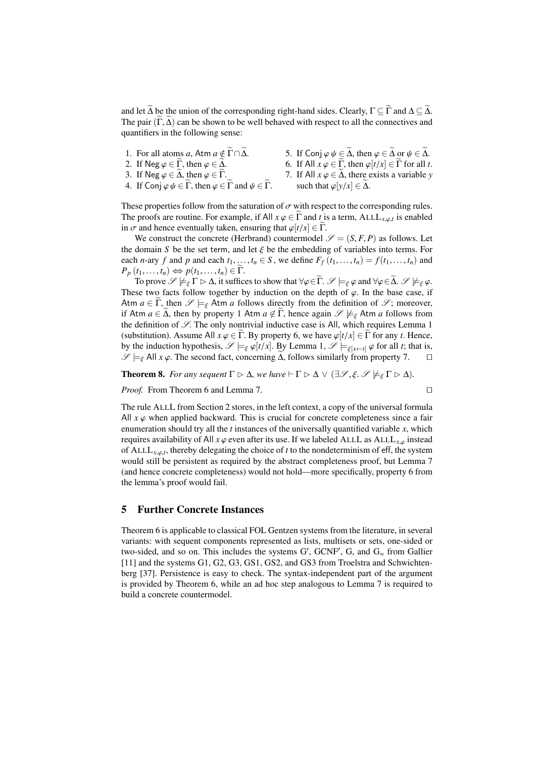and let $\widetilde{\Delta}$ be the union of the corresponding right-hand sides. Clearly, $\Gamma \subseteq \widetilde{\Gamma}$ and $\Delta \subseteq \widetilde{\Delta}$. The pair $(\widetilde{\Gamma}, \widetilde{\Delta})$ can be shown to be well behaved with respect to all the connectives and quantifiers in the following sense:

1. For all atoms $a$, $\mathsf{Atm}\ a \notin \widetilde{\Gamma} \cap \widetilde{\Delta}$.
2. If $\mathsf{Neg}\ \varphi \in \widetilde{\Gamma}$, then $\varphi \in \widetilde{\Delta}$.
3. If $\mathsf{Neg}\ \varphi \in \widetilde{\Delta}$, then $\varphi \in \widetilde{\Gamma}$.
4. If $\mathsf{Conj}\ \varphi\ \psi \in \widetilde{\Gamma}$, then $\varphi \in \widetilde{\Gamma}$ and $\psi \in \widetilde{\Gamma}$.
5. If $\mathsf{Conj}\ \varphi\ \psi \in \widetilde{\Delta}$, then $\varphi \in \widetilde{\Delta}$ or $\psi \in \widetilde{\Delta}$.
6. If $\mathsf{All}\ x\ \varphi \in \widetilde{\Gamma}$, then $\varphi[t/x] \in \widetilde{\Gamma}$ for all $t$.
7. If $\mathsf{All}\ x\ \varphi \in \widetilde{\Delta}$, there exists a variable $y$ such that $\varphi[y/x] \in \widetilde{\Delta}$.

These properties follow from the saturation of $\sigma$ with respect to the corresponding rules. The proofs are routine. For example, if $\mathsf{All}\ x\ \varphi \in \widetilde{\Gamma}$ and $t$ is a term, $\mathrm{ALLL}_{x,\varphi,t}$ is enabled in $\sigma$ and hence eventually taken, ensuring that $\varphi[t/x] \in \widetilde{\Gamma}$.

We construct the concrete (Herbrand) countermodel $\mathscr{S} = (S, F, P)$ as follows. Let the domain $S$ be the set term, and let $\xi$ be the embedding of variables into terms. For each $n$-ary $f$ and $p$ and each $t_1, \ldots, t_n \in S$, we define $F_f\ (t_1, \ldots, t_n) = f(t_1, \ldots, t_n)$ and $P_p\ (t_1, \ldots, t_n) \Leftrightarrow p(t_1, \ldots, t_n) \in \widetilde{\Gamma}$.

To prove $\mathscr{S} \not\models_\xi \Gamma \rhd \Delta$, it suffices to show that $\forall \varphi \in \widetilde{\Gamma}.\ \mathscr{S} \models_\xi \varphi$ and $\forall \varphi \in \widetilde{\Delta}.\ \mathscr{S} \not\models_\xi \varphi$. These two facts follow together by induction on the depth of $\varphi$. In the base case, if $\mathsf{Atm}\ a \in \widetilde{\Gamma}$, then $\mathscr{S} \models_\xi \mathsf{Atm}\ a$ follows directly from the definition of $\mathscr{S}$; moreover, if $\mathsf{Atm}\ a \in \widetilde{\Delta}$, then by property 1 $\mathsf{Atm}\ a \notin \widetilde{\Gamma}$, hence again $\mathscr{S} \not\models_\xi \mathsf{Atm}\ a$ follows from the definition of $\mathscr{S}$. The only nontrivial inductive case is $\mathsf{All}$, which requires Lemma 1 (substitution). Assume $\mathsf{All}\ x\ \varphi \in \widetilde{\Gamma}$. By property 6, we have $\varphi[t/x] \in \widetilde{\Gamma}$ for any $t$. Hence, by the induction hypothesis, $\mathscr{S} \models_\xi \varphi[t/x]$. By Lemma 1, $\mathscr{S} \models_{\xi[x \leftarrow t]} \varphi$ for all $t$; that is, $\mathscr{S} \models_\xi \mathsf{All}\ x\ \varphi$. The second fact, concerning $\widetilde{\Delta}$, follows similarly from property 7. $\square$

**Theorem 8.** *For any sequent $\Gamma \rhd \Delta$, we have $\vdash \Gamma \rhd \Delta \ \vee\ (\exists \mathscr{S}, \xi.\ \mathscr{S} \not\models_\xi \Gamma \rhd \Delta)$.*

*Proof.* From Theorem 6 and Lemma 7. $\square$

The rule ALLL from Section 2 stores, in the left context, a copy of the universal formula $\mathsf{All}\ x\ \varphi$ when applied backward. This is crucial for concrete completeness since a fair enumeration should try all the $t$ instances of the universally quantified variable $x$, which requires availability of $\mathsf{All}\ x\ \varphi$ even after its use. If we labeled ALLL as $\mathrm{ALLL}_{x,\varphi}$ instead of $\mathrm{ALLL}_{x,\varphi,t}$, thereby delegating the choice of $t$ to the nondeterminism of eff, the system would still be persistent as required by the abstract completeness proof, but Lemma 7 (and hence concrete completeness) would not hold—more specifically, property 6 from the lemma's proof would fail.

## 5 Further Concrete Instances

Theorem 6 is applicable to classical FOL Gentzen systems from the literature, in several variants: with sequent components represented as lists, multisets or sets, one-sided or two-sided, and so on. This includes the systems G′, GCNF′, G, and $\mathrm{G}_=$ from Gallier [11] and the systems G1, G2, G3, GS1, GS2, and GS3 from Troelstra and Schwichtenberg [37]. Persistence is easy to check. The syntax-independent part of the argument is provided by Theorem 6, while an ad hoc step analogous to Lemma 7 is required to build a concrete countermodel.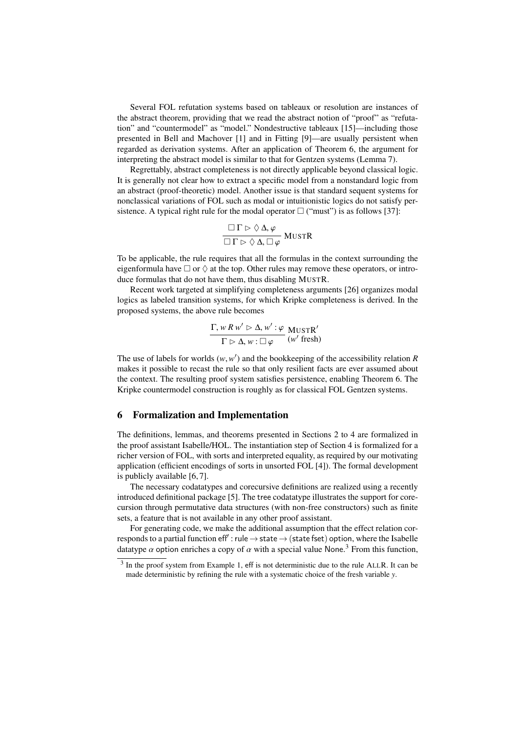Several FOL refutation systems based on tableaux or resolution are instances of the abstract theorem, providing that we read the abstract notion of "proof" as "refutation" and "countermodel" as "model." Nondestructive tableaux [15]—including those presented in Bell and Machover [1] and in Fitting [9]—are usually persistent when regarded as derivation systems. After an application of Theorem 6, the argument for interpreting the abstract model is similar to that for Gentzen systems (Lemma 7).

Regrettably, abstract completeness is not directly applicable beyond classical logic. It is generally not clear how to extract a specific model from a nonstandard logic from an abstract (proof-theoretic) model. Another issue is that standard sequent systems for nonclassical variations of FOL such as modal or intuitionistic logics do not satisfy persistence. A typical right rule for the modal operator $\Box$ ("must") is as follows [37]:

$$\frac{\Box\,\Gamma \rhd \Diamond\,\Delta, \varphi}{\Box\,\Gamma \rhd \Diamond\,\Delta, \Box\,\varphi}\ \textsc{MustR}$$

To be applicable, the rule requires that all the formulas in the context surrounding the eigenformula have $\Box$ or $\Diamond$ at the top. Other rules may remove these operators, or introduce formulas that do not have them, thus disabling MUSTR.

Recent work targeted at simplifying completeness arguments [26] organizes modal logics as labeled transition systems, for which Kripke completeness is derived. In the proposed systems, the above rule becomes

$$\frac{\Gamma,\, w\,R\,w' \rhd \Delta,\, w' : \varphi}{\Gamma \rhd \Delta,\, w : \Box\,\varphi}\ \textsc{MustR}'\ (w' \text{ fresh})$$

The use of labels for worlds $(w, w')$ and the bookkeeping of the accessibility relation $R$ makes it possible to recast the rule so that only resilient facts are ever assumed about the context. The resulting proof system satisfies persistence, enabling Theorem 6. The Kripke countermodel construction is roughly as for classical FOL Gentzen systems.

## 6 Formalization and Implementation

The definitions, lemmas, and theorems presented in Sections 2 to 4 are formalized in the proof assistant Isabelle/HOL. The instantiation step of Section 4 is formalized for a richer version of FOL, with sorts and interpreted equality, as required by our motivating application (efficient encodings of sorts in unsorted FOL [4]). The formal development is publicly available [6, 7].

The necessary codatatypes and corecursive definitions are realized using a recently introduced definitional package [5]. The tree codatatype illustrates the support for corecursion through permutative data structures (with non-free constructors) such as finite sets, a feature that is not available in any other proof assistant.

For generating code, we make the additional assumption that the effect relation corresponds to a partial function $\mathsf{eff}' : \mathsf{rule} \to \mathsf{state} \to (\mathsf{state\ fset})\ \mathsf{option}$, where the Isabelle datatype $\alpha$ option enriches a copy of $\alpha$ with a special value None.[3] From this function,

[3] In the proof system from Example 1, eff is not deterministic due to the rule ALLR. It can be made deterministic by refining the rule with a systematic choice of the fresh variable $y$.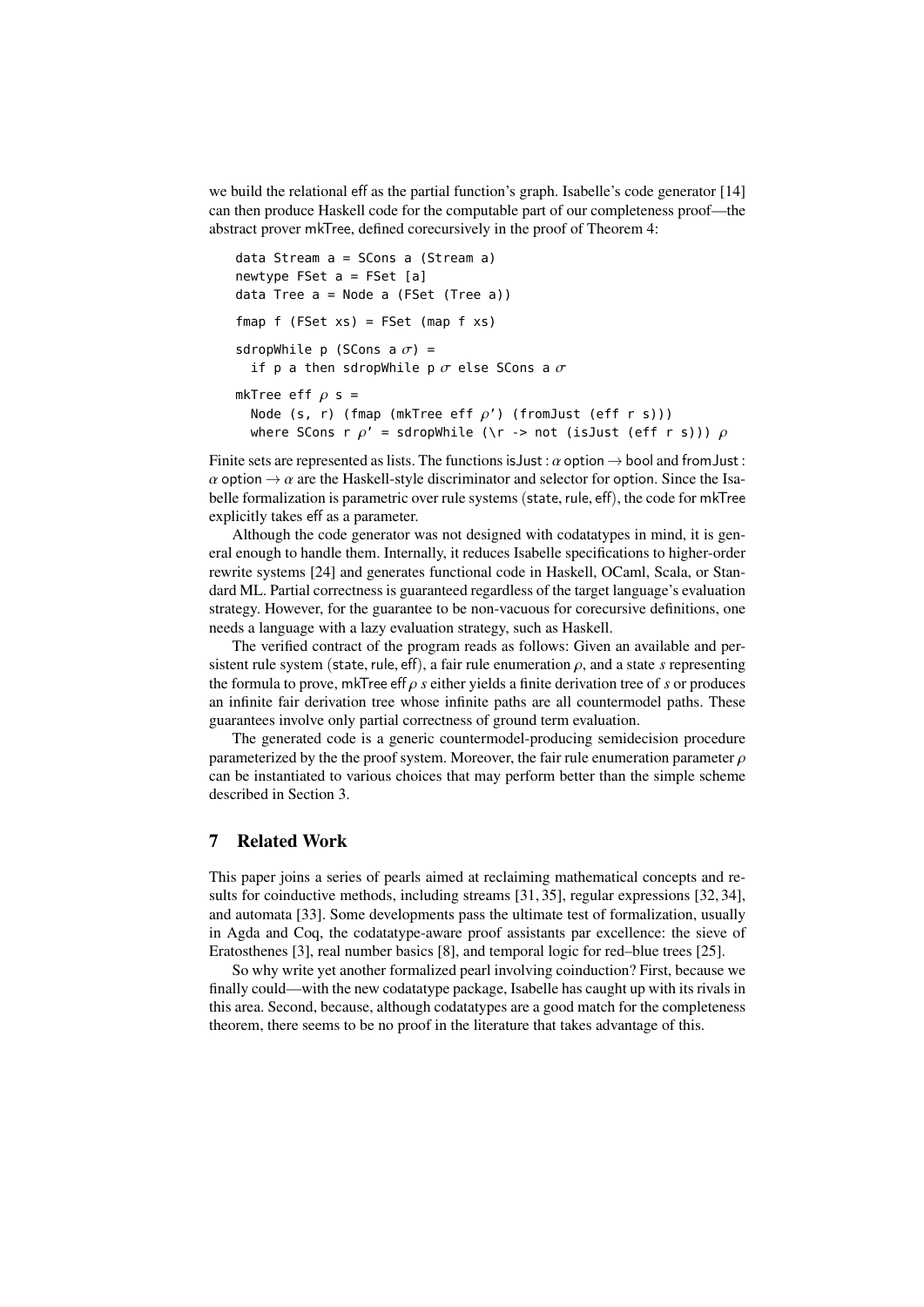we build the relational eff as the partial function's graph. Isabelle's code generator [14] can then produce Haskell code for the computable part of our completeness proof—the abstract prover mkTree, defined corecursively in the proof of Theorem 4:

```
data Stream a = SCons a (Stream a)
newtype FSet a = FSet [a]
data Tree a = Node a (FSet (Tree a))

fmap f (FSet xs) = FSet (map f xs)

sdropWhile p (SCons a σ) =
  if p a then sdropWhile p σ else SCons a σ

mkTree eff ρ s =
  Node (s, r) (fmap (mkTree eff ρ') (fromJust (eff r s)))
  where SCons r ρ' = sdropWhile (\r -> not (isJust (eff r s))) ρ
```

Finite sets are represented as lists. The functions isJust : $\alpha$ option $\rightarrow$ bool and fromJust : $\alpha$ option $\rightarrow \alpha$ are the Haskell-style discriminator and selector for option. Since the Isabelle formalization is parametric over rule systems (state, rule, eff), the code for mkTree explicitly takes eff as a parameter.

Although the code generator was not designed with codatatypes in mind, it is general enough to handle them. Internally, it reduces Isabelle specifications to higher-order rewrite systems [24] and generates functional code in Haskell, OCaml, Scala, or Standard ML. Partial correctness is guaranteed regardless of the target language's evaluation strategy. However, for the guarantee to be non-vacuous for corecursive definitions, one needs a language with a lazy evaluation strategy, such as Haskell.

The verified contract of the program reads as follows: Given an available and persistent rule system (state, rule, eff), a fair rule enumeration $\rho$, and a state $s$ representing the formula to prove, mkTree eff $\rho$ $s$ either yields a finite derivation tree of $s$ or produces an infinite fair derivation tree whose infinite paths are all countermodel paths. These guarantees involve only partial correctness of ground term evaluation.

The generated code is a generic countermodel-producing semidecision procedure parameterized by the the proof system. Moreover, the fair rule enumeration parameter $\rho$ can be instantiated to various choices that may perform better than the simple scheme described in Section 3.

## 7 Related Work

This paper joins a series of pearls aimed at reclaiming mathematical concepts and results for coinductive methods, including streams [31, 35], regular expressions [32, 34], and automata [33]. Some developments pass the ultimate test of formalization, usually in Agda and Coq, the codatatype-aware proof assistants par excellence: the sieve of Eratosthenes [3], real number basics [8], and temporal logic for red–blue trees [25].

So why write yet another formalized pearl involving coinduction? First, because we finally could—with the new codatatype package, Isabelle has caught up with its rivals in this area. Second, because, although codatatypes are a good match for the completeness theorem, there seems to be no proof in the literature that takes advantage of this.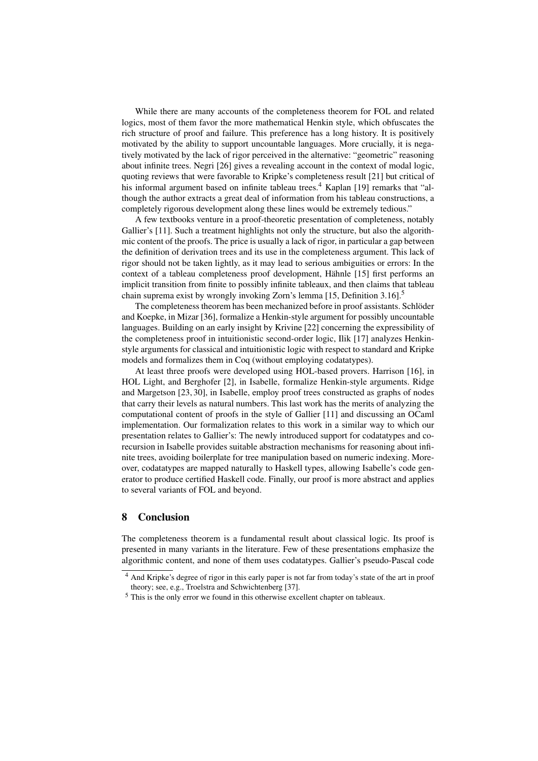While there are many accounts of the completeness theorem for FOL and related logics, most of them favor the more mathematical Henkin style, which obfuscates the rich structure of proof and failure. This preference has a long history. It is positively motivated by the ability to support uncountable languages. More crucially, it is negatively motivated by the lack of rigor perceived in the alternative: "geometric" reasoning about infinite trees. Negri [26] gives a revealing account in the context of modal logic, quoting reviews that were favorable to Kripke's completeness result [21] but critical of his informal argument based on infinite tableau trees.[4] Kaplan [19] remarks that "although the author extracts a great deal of information from his tableau constructions, a completely rigorous development along these lines would be extremely tedious."

A few textbooks venture in a proof-theoretic presentation of completeness, notably Gallier's [11]. Such a treatment highlights not only the structure, but also the algorithmic content of the proofs. The price is usually a lack of rigor, in particular a gap between the definition of derivation trees and its use in the completeness argument. This lack of rigor should not be taken lightly, as it may lead to serious ambiguities or errors: In the context of a tableau completeness proof development, Hähnle [15] first performs an implicit transition from finite to possibly infinite tableaux, and then claims that tableau chain suprema exist by wrongly invoking Zorn's lemma [15, Definition 3.16].[5]

The completeness theorem has been mechanized before in proof assistants. Schlöder and Koepke, in Mizar [36], formalize a Henkin-style argument for possibly uncountable languages. Building on an early insight by Krivine [22] concerning the expressibility of the completeness proof in intuitionistic second-order logic, Ilik [17] analyzes Henkin-style arguments for classical and intuitionistic logic with respect to standard and Kripke models and formalizes them in Coq (without employing codatatypes).

At least three proofs were developed using HOL-based provers. Harrison [16], in HOL Light, and Berghofer [2], in Isabelle, formalize Henkin-style arguments. Ridge and Margetson [23, 30], in Isabelle, employ proof trees constructed as graphs of nodes that carry their levels as natural numbers. This last work has the merits of analyzing the computational content of proofs in the style of Gallier [11] and discussing an OCaml implementation. Our formalization relates to this work in a similar way to which our presentation relates to Gallier's: The newly introduced support for codatatypes and corecursion in Isabelle provides suitable abstraction mechanisms for reasoning about infinite trees, avoiding boilerplate for tree manipulation based on numeric indexing. Moreover, codatatypes are mapped naturally to Haskell types, allowing Isabelle's code generator to produce certified Haskell code. Finally, our proof is more abstract and applies to several variants of FOL and beyond.

## 8 Conclusion

The completeness theorem is a fundamental result about classical logic. Its proof is presented in many variants in the literature. Few of these presentations emphasize the algorithmic content, and none of them uses codatatypes. Gallier's pseudo-Pascal code

[4] And Kripke's degree of rigor in this early paper is not far from today's state of the art in proof theory; see, e.g., Troelstra and Schwichtenberg [37].

[5] This is the only error we found in this otherwise excellent chapter on tableaux.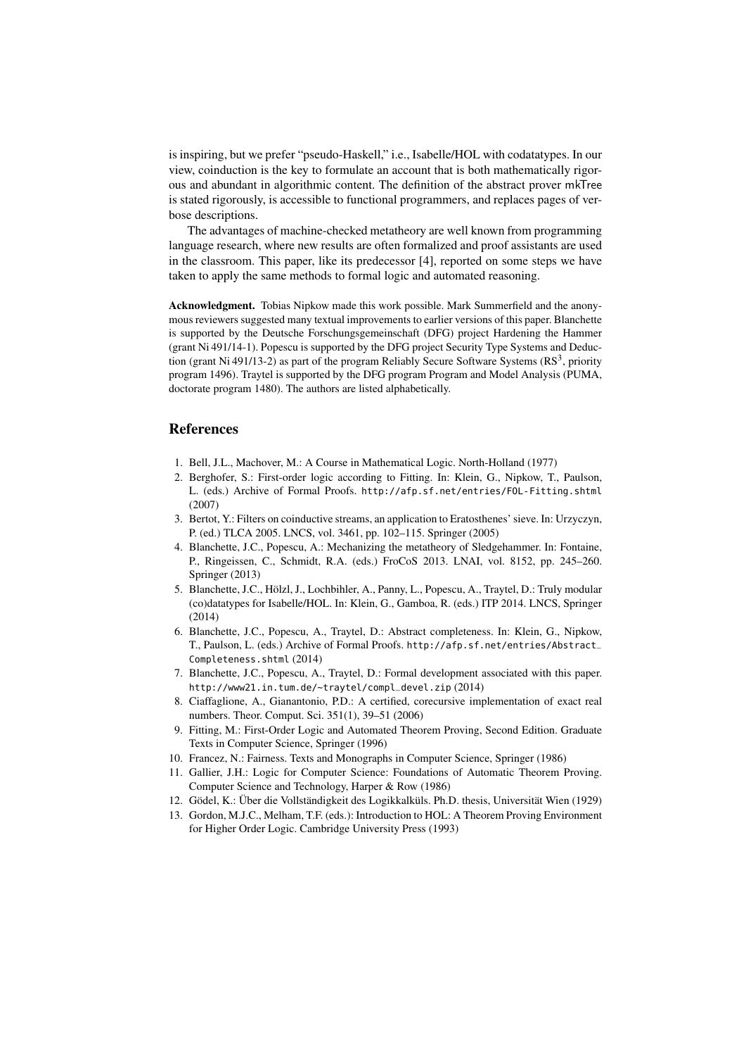is inspiring, but we prefer "pseudo-Haskell," i.e., Isabelle/HOL with codatatypes. In our view, coinduction is the key to formulate an account that is both mathematically rigorous and abundant in algorithmic content. The definition of the abstract prover mkTree is stated rigorously, is accessible to functional programmers, and replaces pages of verbose descriptions.

The advantages of machine-checked metatheory are well known from programming language research, where new results are often formalized and proof assistants are used in the classroom. This paper, like its predecessor [4], reported on some steps we have taken to apply the same methods to formal logic and automated reasoning.

**Acknowledgment.** Tobias Nipkow made this work possible. Mark Summerfield and the anonymous reviewers suggested many textual improvements to earlier versions of this paper. Blanchette is supported by the Deutsche Forschungsgemeinschaft (DFG) project Hardening the Hammer (grant Ni 491/14-1). Popescu is supported by the DFG project Security Type Systems and Deduction (grant Ni 491/13-2) as part of the program Reliably Secure Software Systems ($RS^3$, priority program 1496). Traytel is supported by the DFG program Program and Model Analysis (PUMA, doctorate program 1480). The authors are listed alphabetically.

## References

1. Bell, J.L., Machover, M.: A Course in Mathematical Logic. North-Holland (1977)
2. Berghofer, S.: First-order logic according to Fitting. In: Klein, G., Nipkow, T., Paulson, L. (eds.) Archive of Formal Proofs. http://afp.sf.net/entries/FOL-Fitting.shtml (2007)
3. Bertot, Y.: Filters on coinductive streams, an application to Eratosthenes' sieve. In: Urzyczyn, P. (ed.) TLCA 2005. LNCS, vol. 3461, pp. 102–115. Springer (2005)
4. Blanchette, J.C., Popescu, A.: Mechanizing the metatheory of Sledgehammer. In: Fontaine, P., Ringeissen, C., Schmidt, R.A. (eds.) FroCoS 2013. LNAI, vol. 8152, pp. 245–260. Springer (2013)
5. Blanchette, J.C., Hölzl, J., Lochbihler, A., Panny, L., Popescu, A., Traytel, D.: Truly modular (co)datatypes for Isabelle/HOL. In: Klein, G., Gamboa, R. (eds.) ITP 2014. LNCS, Springer (2014)
6. Blanchette, J.C., Popescu, A., Traytel, D.: Abstract completeness. In: Klein, G., Nipkow, T., Paulson, L. (eds.) Archive of Formal Proofs. http://afp.sf.net/entries/Abstract_Completeness.shtml (2014)
7. Blanchette, J.C., Popescu, A., Traytel, D.: Formal development associated with this paper. http://www21.in.tum.de/~traytel/compl_devel.zip (2014)
8. Ciaffaglione, A., Gianantonio, P.D.: A certified, corecursive implementation of exact real numbers. Theor. Comput. Sci. 351(1), 39–51 (2006)
9. Fitting, M.: First-Order Logic and Automated Theorem Proving, Second Edition. Graduate Texts in Computer Science, Springer (1996)
10. Francez, N.: Fairness. Texts and Monographs in Computer Science, Springer (1986)
11. Gallier, J.H.: Logic for Computer Science: Foundations of Automatic Theorem Proving. Computer Science and Technology, Harper & Row (1986)
12. Gödel, K.: Über die Vollständigkeit des Logikkalküls. Ph.D. thesis, Universität Wien (1929)
13. Gordon, M.J.C., Melham, T.F. (eds.): Introduction to HOL: A Theorem Proving Environment for Higher Order Logic. Cambridge University Press (1993)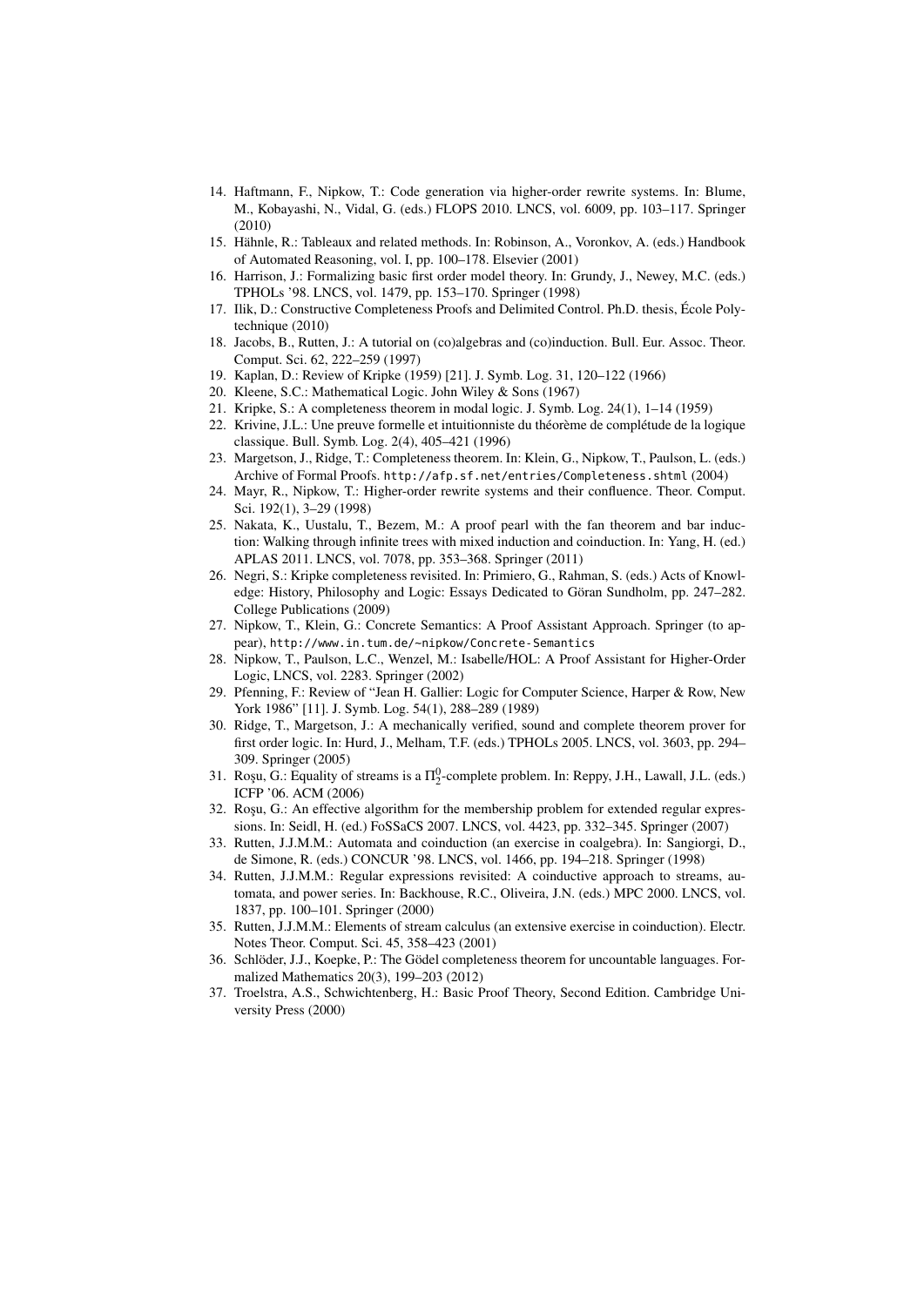14. Haftmann, F., Nipkow, T.: Code generation via higher-order rewrite systems. In: Blume, M., Kobayashi, N., Vidal, G. (eds.) FLOPS 2010. LNCS, vol. 6009, pp. 103–117. Springer (2010)
15. Hähnle, R.: Tableaux and related methods. In: Robinson, A., Voronkov, A. (eds.) Handbook of Automated Reasoning, vol. I, pp. 100–178. Elsevier (2001)
16. Harrison, J.: Formalizing basic first order model theory. In: Grundy, J., Newey, M.C. (eds.) TPHOLs '98. LNCS, vol. 1479, pp. 153–170. Springer (1998)
17. Ilik, D.: Constructive Completeness Proofs and Delimited Control. Ph.D. thesis, École Polytechnique (2010)
18. Jacobs, B., Rutten, J.: A tutorial on (co)algebras and (co)induction. Bull. Eur. Assoc. Theor. Comput. Sci. 62, 222–259 (1997)
19. Kaplan, D.: Review of Kripke (1959) [21]. J. Symb. Log. 31, 120–122 (1966)
20. Kleene, S.C.: Mathematical Logic. John Wiley & Sons (1967)
21. Kripke, S.: A completeness theorem in modal logic. J. Symb. Log. 24(1), 1–14 (1959)
22. Krivine, J.L.: Une preuve formelle et intuitionniste du théorème de complétude de la logique classique. Bull. Symb. Log. 2(4), 405–421 (1996)
23. Margetson, J., Ridge, T.: Completeness theorem. In: Klein, G., Nipkow, T., Paulson, L. (eds.) Archive of Formal Proofs. http://afp.sf.net/entries/Completeness.shtml (2004)
24. Mayr, R., Nipkow, T.: Higher-order rewrite systems and their confluence. Theor. Comput. Sci. 192(1), 3–29 (1998)
25. Nakata, K., Uustalu, T., Bezem, M.: A proof pearl with the fan theorem and bar induction: Walking through infinite trees with mixed induction and coinduction. In: Yang, H. (ed.) APLAS 2011. LNCS, vol. 7078, pp. 353–368. Springer (2011)
26. Negri, S.: Kripke completeness revisited. In: Primiero, G., Rahman, S. (eds.) Acts of Knowledge: History, Philosophy and Logic: Essays Dedicated to Göran Sundholm, pp. 247–282. College Publications (2009)
27. Nipkow, T., Klein, G.: Concrete Semantics: A Proof Assistant Approach. Springer (to appear), http://www.in.tum.de/~nipkow/Concrete-Semantics
28. Nipkow, T., Paulson, L.C., Wenzel, M.: Isabelle/HOL: A Proof Assistant for Higher-Order Logic, LNCS, vol. 2283. Springer (2002)
29. Pfenning, F.: Review of "Jean H. Gallier: Logic for Computer Science, Harper & Row, New York 1986" [11]. J. Symb. Log. 54(1), 288–289 (1989)
30. Ridge, T., Margetson, J.: A mechanically verified, sound and complete theorem prover for first order logic. In: Hurd, J., Melham, T.F. (eds.) TPHOLs 2005. LNCS, vol. 3603, pp. 294–309. Springer (2005)
31. Roşu, G.: Equality of streams is a $\Pi_2^0$-complete problem. In: Reppy, J.H., Lawall, J.L. (eds.) ICFP '06. ACM (2006)
32. Roşu, G.: An effective algorithm for the membership problem for extended regular expressions. In: Seidl, H. (ed.) FoSSaCS 2007. LNCS, vol. 4423, pp. 332–345. Springer (2007)
33. Rutten, J.J.M.M.: Automata and coinduction (an exercise in coalgebra). In: Sangiorgi, D., de Simone, R. (eds.) CONCUR '98. LNCS, vol. 1466, pp. 194–218. Springer (1998)
34. Rutten, J.J.M.M.: Regular expressions revisited: A coinductive approach to streams, automata, and power series. In: Backhouse, R.C., Oliveira, J.N. (eds.) MPC 2000. LNCS, vol. 1837, pp. 100–101. Springer (2000)
35. Rutten, J.J.M.M.: Elements of stream calculus (an extensive exercise in coinduction). Electr. Notes Theor. Comput. Sci. 45, 358–423 (2001)
36. Schlöder, J.J., Koepke, P.: The Gödel completeness theorem for uncountable languages. Formalized Mathematics 20(3), 199–203 (2012)
37. Troelstra, A.S., Schwichtenberg, H.: Basic Proof Theory, Second Edition. Cambridge University Press (2000)